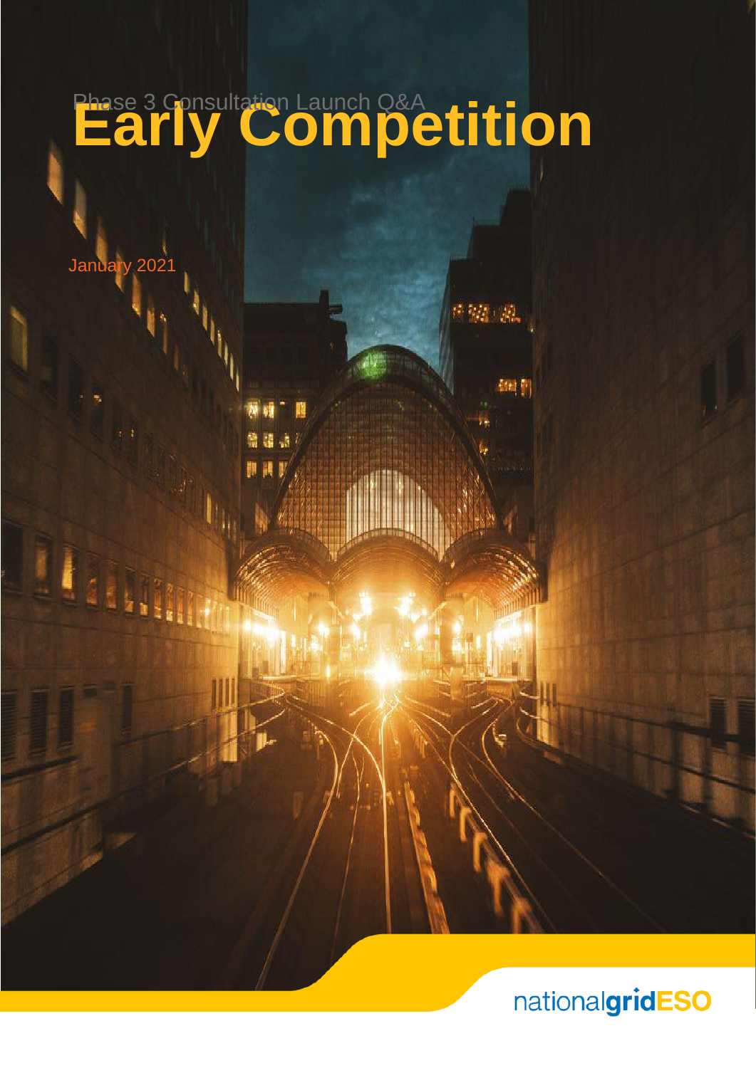# Early Competition

Phase 3 Consultation Launch Q&A

January 2021

nationalgridESO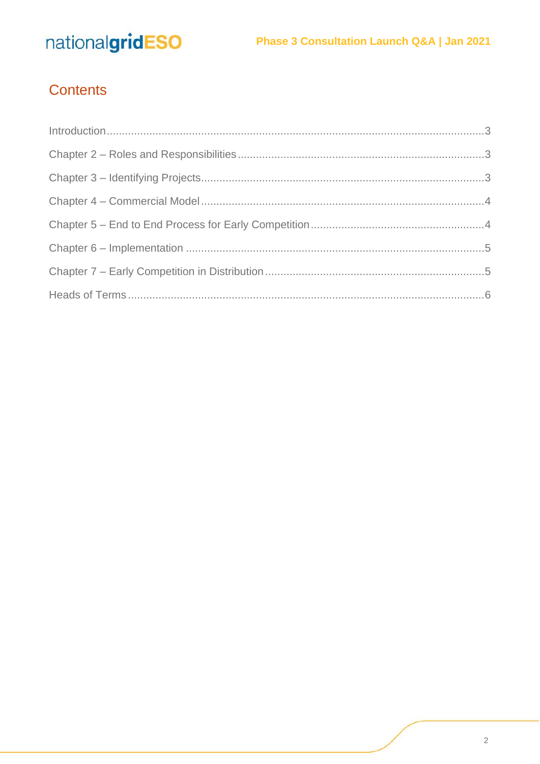## Contents

Introduction ........................................................................................................................ 3

Chapter 2 – Roles and Responsibilities ................................................................................ 3

Chapter 3 – Identifying Projects ........................................................................................... 3

Chapter 4 – Commercial Model ........................................................................................... 4

Chapter 5 – End to End Process for Early Competition ........................................................ 4

Chapter 6 – Implementation ................................................................................................ 5

Chapter 7 – Early Competition in Distribution ...................................................................... 5

Heads of Terms ................................................................................................................... 6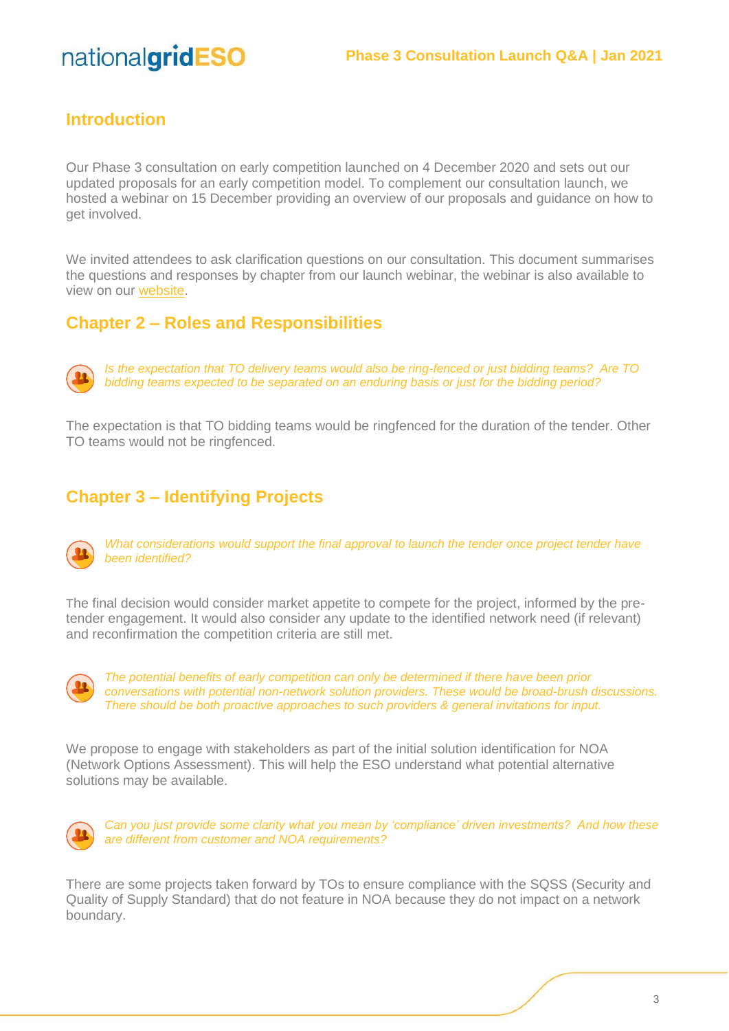## Introduction

Our Phase 3 consultation on early competition launched on 4 December 2020 and sets out our updated proposals for an early competition model. To complement our consultation launch, we hosted a webinar on 15 December providing an overview of our proposals and guidance on how to get involved.

We invited attendees to ask clarification questions on our consultation. This document summarises the questions and responses by chapter from our launch webinar, the webinar is also available to view on our website.

## Chapter 2 – Roles and Responsibilities

*Is the expectation that TO delivery teams would also be ring-fenced or just bidding teams? Are TO bidding teams expected to be separated on an enduring basis or just for the bidding period?*

The expectation is that TO bidding teams would be ringfenced for the duration of the tender. Other TO teams would not be ringfenced.

## Chapter 3 – Identifying Projects

*What considerations would support the final approval to launch the tender once project tender have been identified?*

The final decision would consider market appetite to compete for the project, informed by the pre-tender engagement. It would also consider any update to the identified network need (if relevant) and reconfirmation the competition criteria are still met.

*The potential benefits of early competition can only be determined if there have been prior conversations with potential non-network solution providers. These would be broad-brush discussions. There should be both proactive approaches to such providers & general invitations for input.*

We propose to engage with stakeholders as part of the initial solution identification for NOA (Network Options Assessment). This will help the ESO understand what potential alternative solutions may be available.

*Can you just provide some clarity what you mean by 'compliance' driven investments? And how these are different from customer and NOA requirements?*

There are some projects taken forward by TOs to ensure compliance with the SQSS (Security and Quality of Supply Standard) that do not feature in NOA because they do not impact on a network boundary.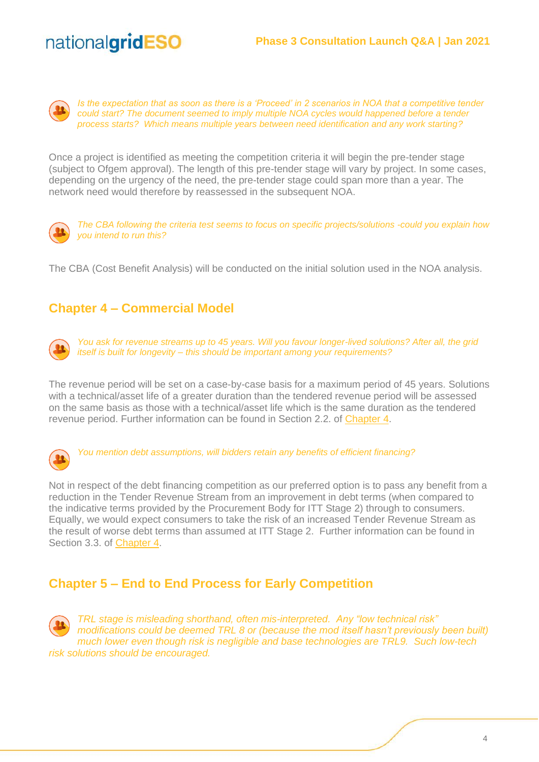*Is the expectation that as soon as there is a 'Proceed' in 2 scenarios in NOA that a competitive tender could start? The document seemed to imply multiple NOA cycles would happened before a tender process starts? Which means multiple years between need identification and any work starting?*

Once a project is identified as meeting the competition criteria it will begin the pre-tender stage (subject to Ofgem approval). The length of this pre-tender stage will vary by project. In some cases, depending on the urgency of the need, the pre-tender stage could span more than a year. The network need would therefore by reassessed in the subsequent NOA.

*The CBA following the criteria test seems to focus on specific projects/solutions -could you explain how you intend to run this?*

The CBA (Cost Benefit Analysis) will be conducted on the initial solution used in the NOA analysis.

## Chapter 4 – Commercial Model

*You ask for revenue streams up to 45 years. Will you favour longer-lived solutions? After all, the grid itself is built for longevity – this should be important among your requirements?*

The revenue period will be set on a case-by-case basis for a maximum period of 45 years. Solutions with a technical/asset life of a greater duration than the tendered revenue period will be assessed on the same basis as those with a technical/asset life which is the same duration as the tendered revenue period. Further information can be found in Section 2.2. of Chapter 4.

*You mention debt assumptions, will bidders retain any benefits of efficient financing?*

Not in respect of the debt financing competition as our preferred option is to pass any benefit from a reduction in the Tender Revenue Stream from an improvement in debt terms (when compared to the indicative terms provided by the Procurement Body for ITT Stage 2) through to consumers. Equally, we would expect consumers to take the risk of an increased Tender Revenue Stream as the result of worse debt terms than assumed at ITT Stage 2. Further information can be found in Section 3.3. of Chapter 4.

## Chapter 5 – End to End Process for Early Competition

*TRL stage is misleading shorthand, often mis-interpreted. Any "low technical risk" modifications could be deemed TRL 8 or (because the mod itself hasn't previously been built) much lower even though risk is negligible and base technologies are TRL9. Such low-tech risk solutions should be encouraged.*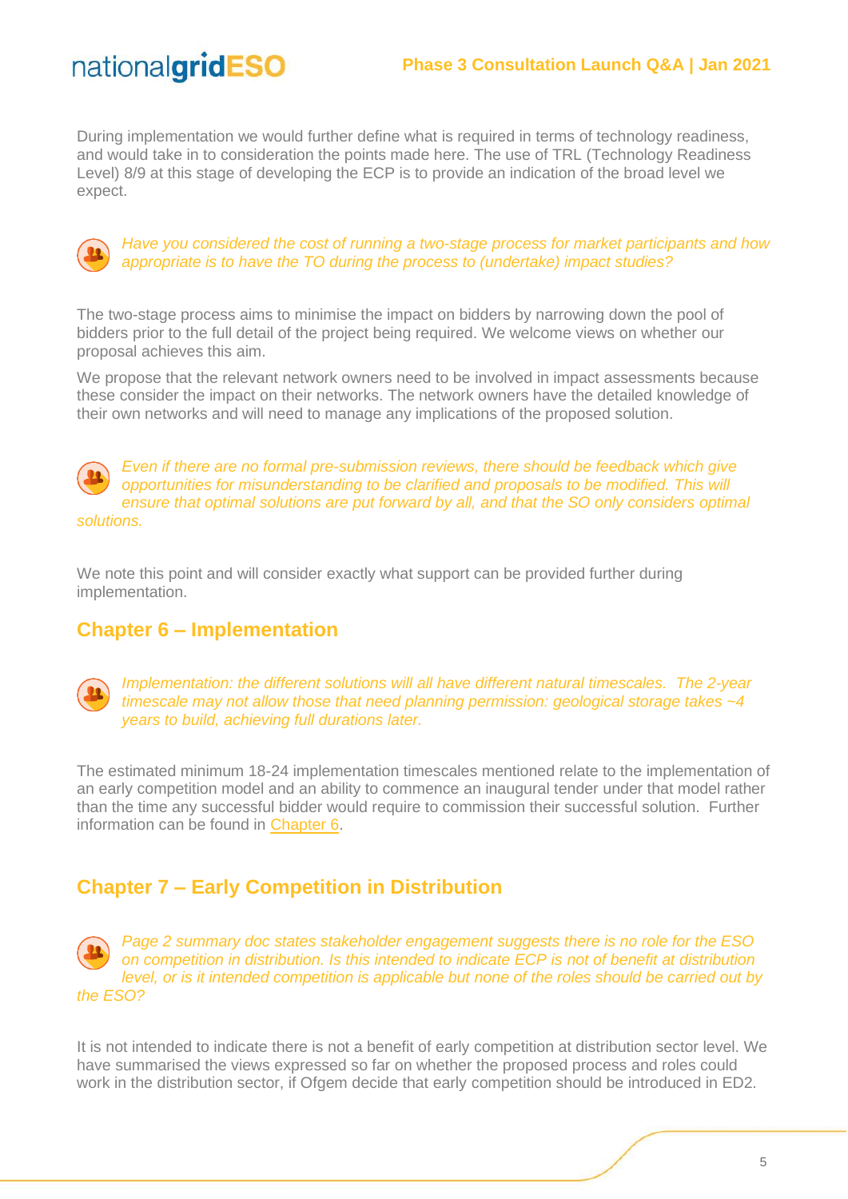During implementation we would further define what is required in terms of technology readiness, and would take in to consideration the points made here. The use of TRL (Technology Readiness Level) 8/9 at this stage of developing the ECP is to provide an indication of the broad level we expect.

*Have you considered the cost of running a two-stage process for market participants and how appropriate is to have the TO during the process to (undertake) impact studies?*

The two-stage process aims to minimise the impact on bidders by narrowing down the pool of bidders prior to the full detail of the project being required. We welcome views on whether our proposal achieves this aim.

We propose that the relevant network owners need to be involved in impact assessments because these consider the impact on their networks. The network owners have the detailed knowledge of their own networks and will need to manage any implications of the proposed solution.

*Even if there are no formal pre-submission reviews, there should be feedback which give opportunities for misunderstanding to be clarified and proposals to be modified. This will ensure that optimal solutions are put forward by all, and that the SO only considers optimal solutions.*

We note this point and will consider exactly what support can be provided further during implementation.

## Chapter 6 – Implementation

*Implementation: the different solutions will all have different natural timescales. The 2-year timescale may not allow those that need planning permission: geological storage takes ~4 years to build, achieving full durations later.*

The estimated minimum 18-24 implementation timescales mentioned relate to the implementation of an early competition model and an ability to commence an inaugural tender under that model rather than the time any successful bidder would require to commission their successful solution. Further information can be found in Chapter 6.

## Chapter 7 – Early Competition in Distribution

*Page 2 summary doc states stakeholder engagement suggests there is no role for the ESO on competition in distribution. Is this intended to indicate ECP is not of benefit at distribution level, or is it intended competition is applicable but none of the roles should be carried out by the ESO?*

It is not intended to indicate there is not a benefit of early competition at distribution sector level. We have summarised the views expressed so far on whether the proposed process and roles could work in the distribution sector, if Ofgem decide that early competition should be introduced in ED2.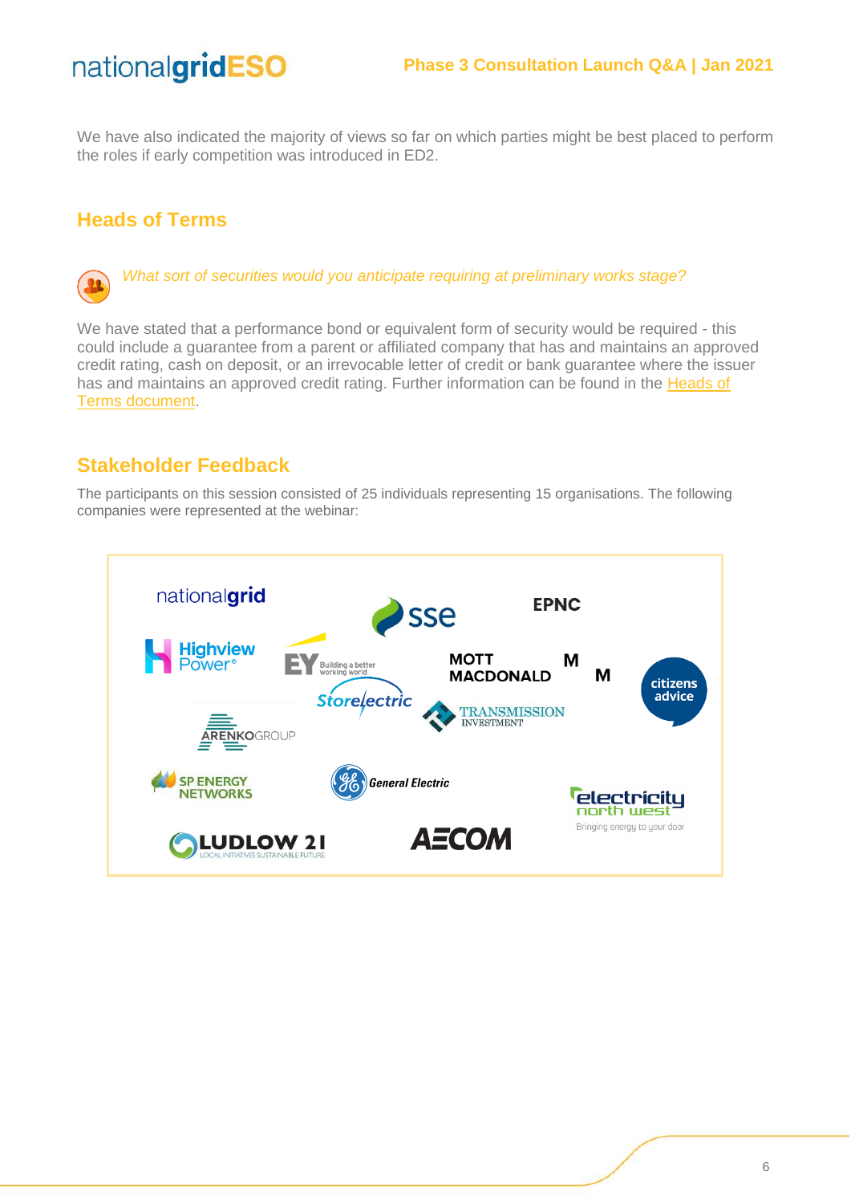We have also indicated the majority of views so far on which parties might be best placed to perform the roles if early competition was introduced in ED2.

## Heads of Terms

*What sort of securities would you anticipate requiring at preliminary works stage?*

We have stated that a performance bond or equivalent form of security would be required - this could include a guarantee from a parent or affiliated company that has and maintains an approved credit rating, cash on deposit, or an irrevocable letter of credit or bank guarantee where the issuer has and maintains an approved credit rating. Further information can be found in the Heads of Terms document.

## Stakeholder Feedback

The participants on this session consisted of 25 individuals representing 15 organisations. The following companies were represented at the webinar:

- nationalgrid
- SSE
- EPNC
- Highview Power
- EY
- Mott MacDonald
- Citizens Advice
- Storelectric
- Transmission Investment
- Arenko Group
- SP Energy Networks
- General Electric
- Electricity North West
- Ludlow 21
- AECOM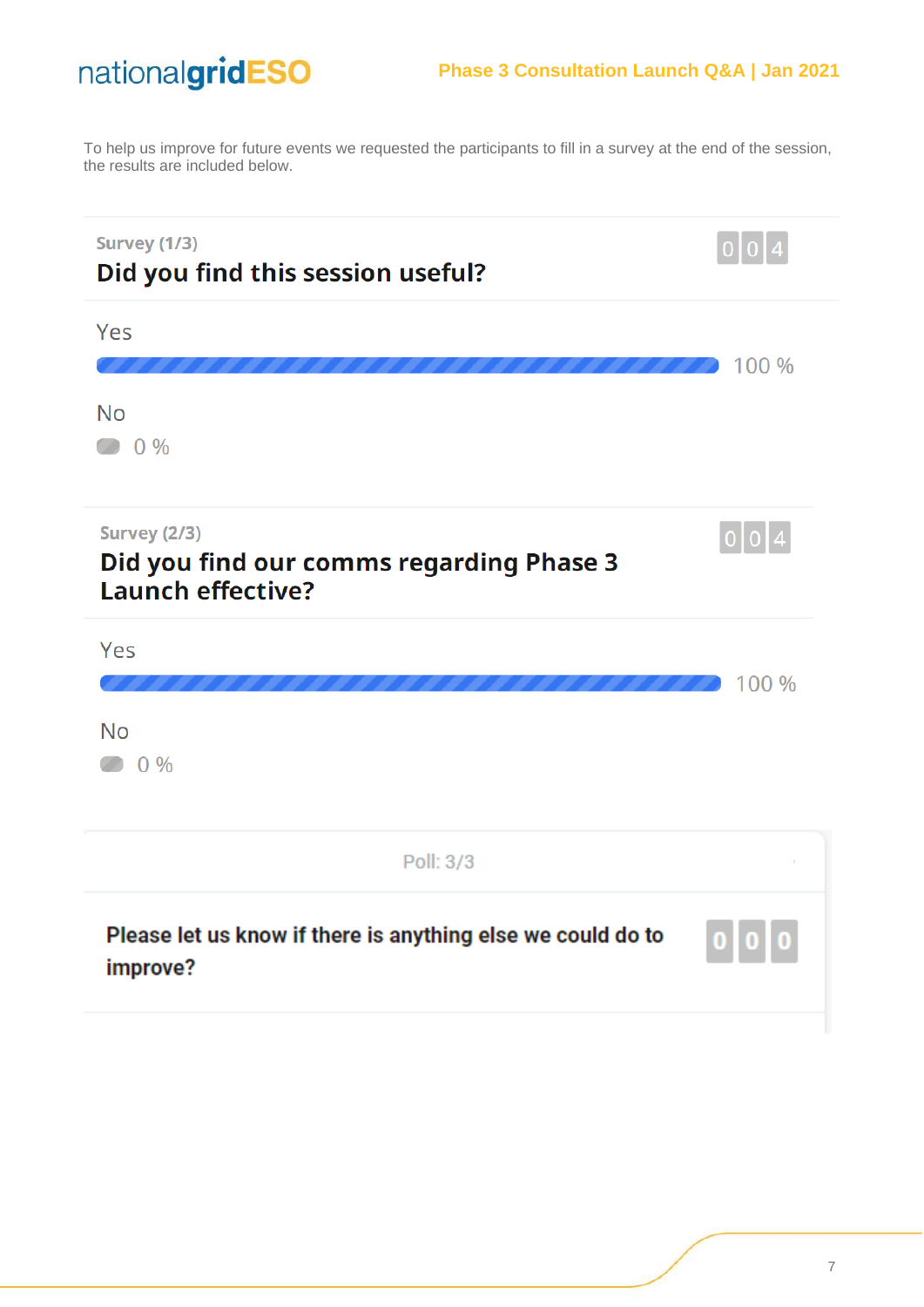To help us improve for future events we requested the participants to fill in a survey at the end of the session, the results are included below.

Survey (1/3)

**Did you find this session useful?**

004

Yes

100 %

No

0 %

Survey (2/3)

**Did you find our comms regarding Phase 3 Launch effective?**

004

Yes

100 %

No

0 %

Poll: 3/3

**Please let us know if there is anything else we could do to improve?**

000